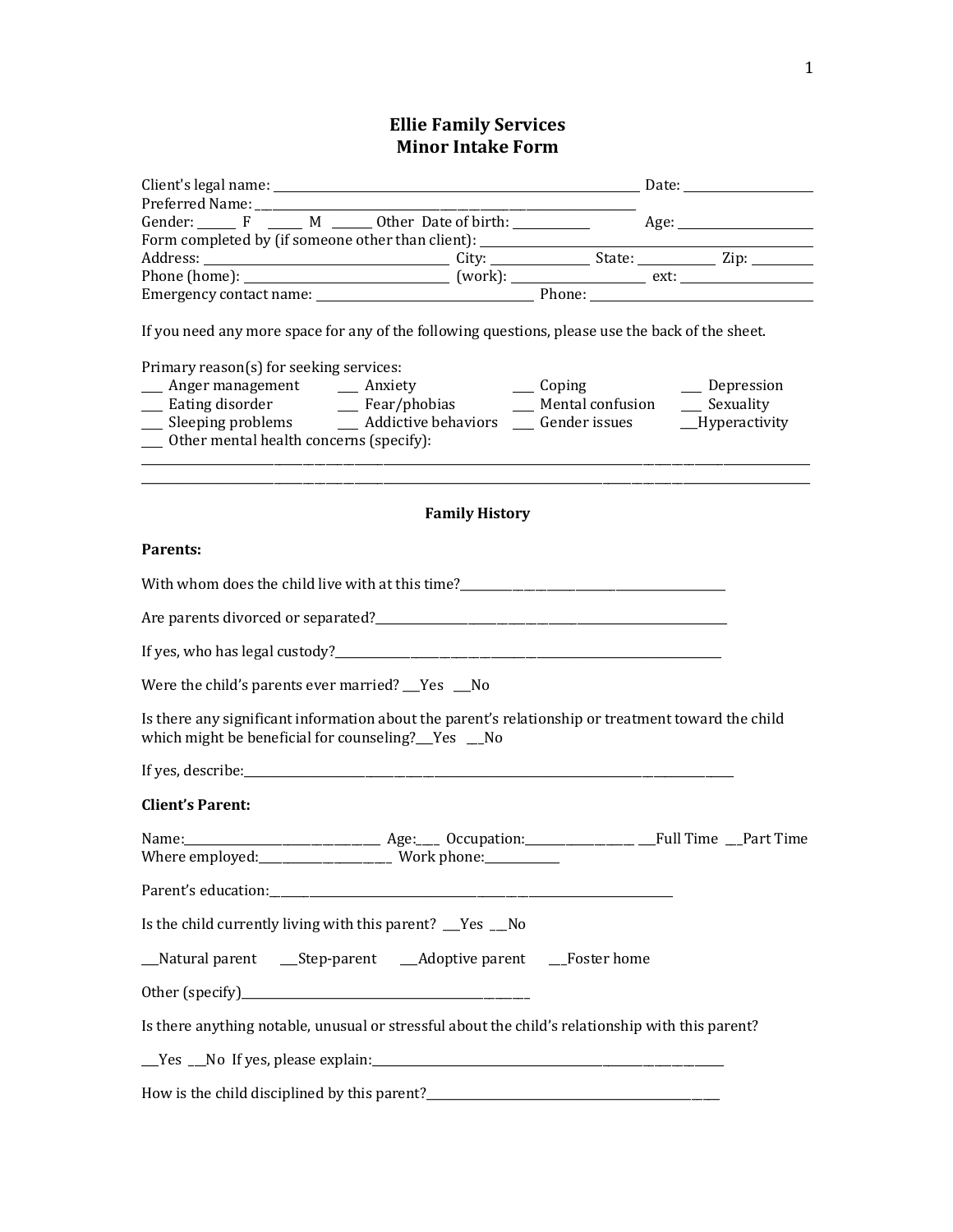# Ellie Family Services
## Minor Intake Form

Client's legal name: ______________________________ Date: ______________

Preferred Name: ______________________________

Gender: ______ F ______ M ______ Other Date of birth: __________ Age: ______________

Form completed by (if someone other than client): ______________________________

Address: ______________________ City: __________ State: __________ Zip: ________

Phone (home): ______________________ (work): ______________ ext: ______________

Emergency contact name: ______________________ Phone: ______________________

If you need any more space for any of the following questions, please use the back of the sheet.

Primary reason(s) for seeking services:

___ Anger management ___ Anxiety ___ Coping ___ Depression

___ Eating disorder ___ Fear/phobias ___ Mental confusion ___ Sexuality

___ Sleeping problems ___ Addictive behaviors ___ Gender issues ___Hyperactivity

___ Other mental health concerns (specify):

________________________________________________________________________________

________________________________________________________________________________

### Family History

**Parents:**

With whom does the child live with at this time?______________________________

Are parents divorced or separated?______________________________

If yes, who has legal custody?______________________________

Were the child's parents ever married? ___Yes ___No

Is there any significant information about the parent's relationship or treatment toward the child which might be beneficial for counseling?___Yes ___No

If yes, describe:______________________________________________________

**Client's Parent:**

Name:______________________ Age:___ Occupation:______________ ___Full Time ___Part Time

Where employed:______________ Work phone:__________

Parent's education:______________________________________________

Is the child currently living with this parent? ___Yes ___No

___Natural parent ___Step-parent ___Adoptive parent ___Foster home

Other (specify)______________________________

Is there anything notable, unusual or stressful about the child's relationship with this parent?

___Yes ___No If yes, please explain:______________________________________

How is the child disciplined by this parent?______________________________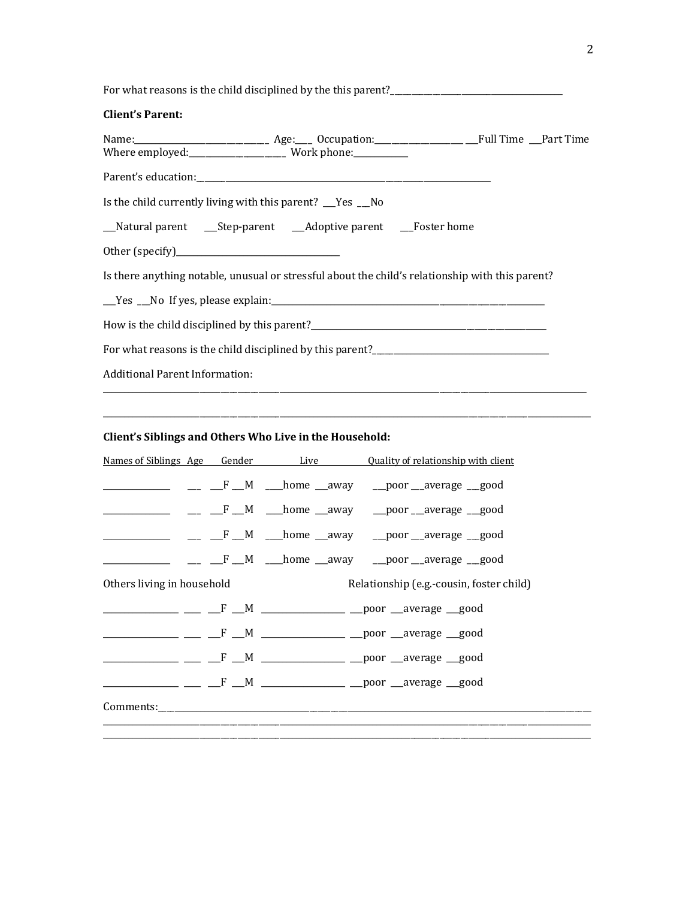For what reasons is the child disciplined by the this parent?________________________________________

**Client's Parent:**

Name:______________________________ Age:___ Occupation:____________________ ___Full Time ___Part Time
Where employed:______________________ Work phone:____________

Parent's education:_____________________________________________________________________

Is the child currently living with this parent? ___Yes ___No

___Natural parent ___Step-parent ___Adoptive parent ___Foster home

Other (specify)____________________________________

Is there anything notable, unusual or stressful about the child's relationship with this parent?

___Yes ___No If yes, please explain:_________________________________________________________________

How is the child disciplined by this parent?_______________________________________________________

For what reasons is the child disciplined by this parent?________________________________________

Additional Parent Information:

______________________________________________________________________________________________________

______________________________________________________________________________________________________

**Client's Siblings and Others Who Live in the Household:**

| Names of Siblings | Age | Gender | Live | Quality of relationship with client |
|---|---|---|---|---|
| _______________ | ___ | ___F ___M | ___home ___away | ___poor ___average ___good |
| _______________ | ___ | ___F ___M | ___home ___away | ___poor ___average ___good |
| _______________ | ___ | ___F ___M | ___home ___away | ___poor ___average ___good |
| _______________ | ___ | ___F ___M | ___home ___away | ___poor ___average ___good |

| Others living in household | | | Relationship (e.g.-cousin, foster child) | |
|---|---|---|---|---|
| _________________ | ____ | ___F ___M | __________________ | ___poor ___average ___good |
| _________________ | ____ | ___F ___M | __________________ | ___poor ___average ___good |
| _________________ | ____ | ___F ___M | __________________ | ___poor ___average ___good |
| _________________ | ____ | ___F ___M | __________________ | ___poor ___average ___good |

Comments:_____________________________________________________________________________________________
______________________________________________________________________________________________________
______________________________________________________________________________________________________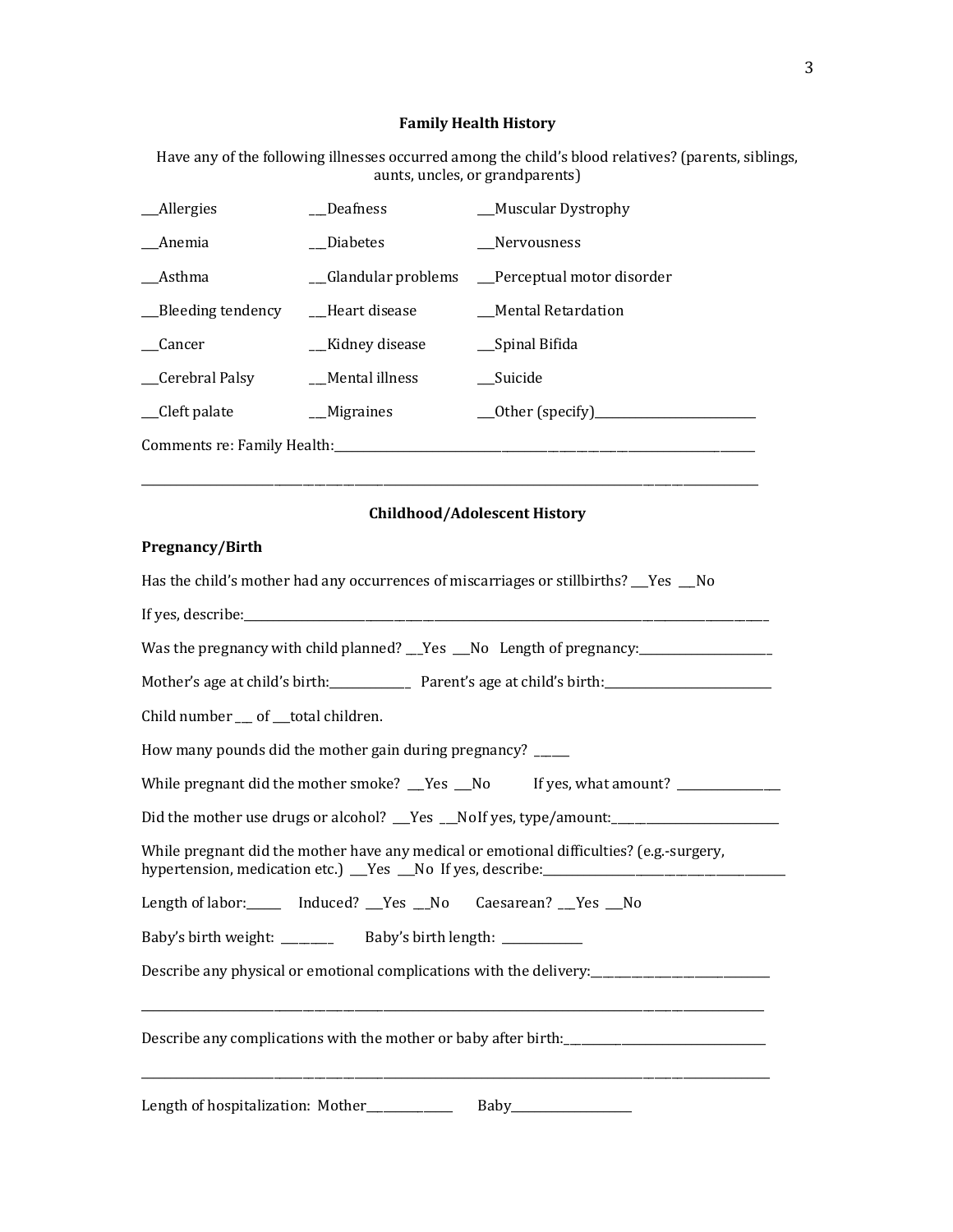## Family Health History

Have any of the following illnesses occurred among the child's blood relatives? (parents, siblings, aunts, uncles, or grandparents)

| | | |
|---|---|---|
| ___Allergies | ___Deafness | ___Muscular Dystrophy |
| ___Anemia | ___Diabetes | ___Nervousness |
| ___Asthma | ___Glandular problems | ___Perceptual motor disorder |
| ___Bleeding tendency | ___Heart disease | ___Mental Retardation |
| ___Cancer | ___Kidney disease | ___Spinal Bifida |
| ___Cerebral Palsy | ___Mental illness | ___Suicide |
| ___Cleft palate | ___Migraines | ___Other (specify)___________________________ |

Comments re: Family Health:___________________________________________________________________________

_____________________________________________________________________________________________________

## Childhood/Adolescent History

### Pregnancy/Birth

Has the child's mother had any occurrences of miscarriages or stillbirths? ___Yes ___No

If yes, describe:_____________________________________________________________________________________

Was the pregnancy with child planned? ___Yes ___No Length of pregnancy:_______________________

Mother's age at child's birth:______________ Parent's age at child's birth:_____________________________

Child number ___ of ___total children.

How many pounds did the mother gain during pregnancy? ______

While pregnant did the mother smoke? ___Yes ___No If yes, what amount? _________________

Did the mother use drugs or alcohol? ___Yes ___NoIf yes, type/amount:_____________________________

While pregnant did the mother have any medical or emotional difficulties? (e.g.-surgery, hypertension, medication etc.) ___Yes ___No If yes, describe:_____________________________________________

Length of labor:______ Induced? ___Yes ___No Caesarean? ___Yes ___No

Baby's birth weight: ________ Baby's birth length: _____________

Describe any physical or emotional complications with the delivery:_______________________________

_____________________________________________________________________________________________________

Describe any complications with the mother or baby after birth:___________________________________

_____________________________________________________________________________________________________

Length of hospitalization: Mother_______________ Baby____________________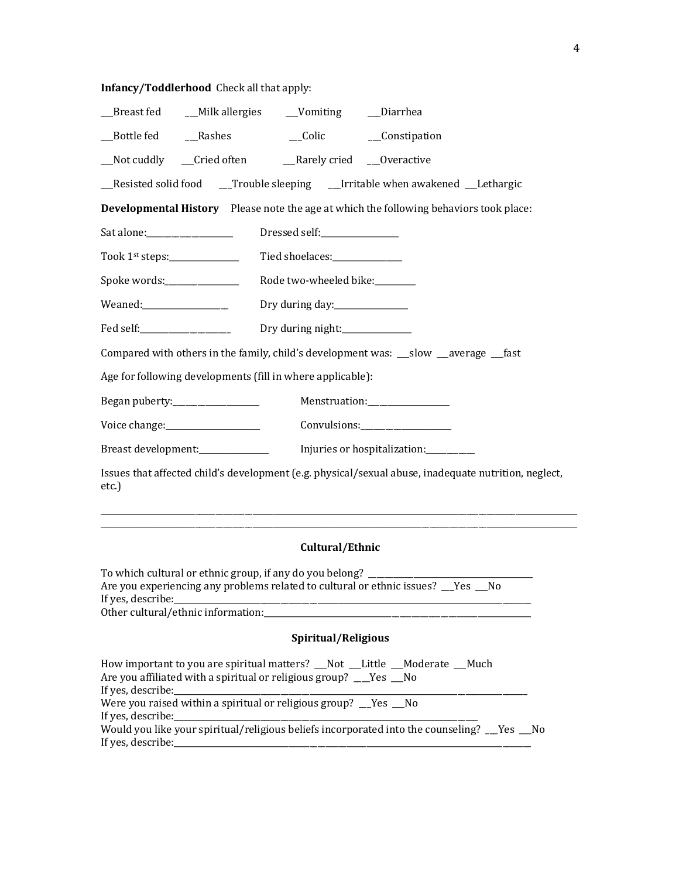**Infancy/Toddlerhood** Check all that apply:

___Breast fed ___Milk allergies ___Vomiting ___Diarrhea

___Bottle fed ___Rashes ___Colic ___Constipation

___Not cuddly ___Cried often ___Rarely cried ___Overactive

___Resisted solid food ___Trouble sleeping ___Irritable when awakened ___Lethargic

**Developmental History** Please note the age at which the following behaviors took place:

Sat alone:___________________ Dressed self:_________________

Took 1st steps:_______________ Tied shoelaces:_______________

Spoke words:________________ Rode two-wheeled bike:_________

Weaned:___________________ Dry during day:________________

Fed self:____________________ Dry during night:_______________

Compared with others in the family, child's development was: ___slow ___average ___fast

Age for following developments (fill in where applicable):

Began puberty:___________________ Menstruation:__________________

Voice change:_____________________ Convulsions:___________________

Breast development:_______________ Injuries or hospitalization:__________

Issues that affected child's development (e.g. physical/sexual abuse, inadequate nutrition, neglect, etc.)

______________________________________________________________________________________________

______________________________________________________________________________________________

## Cultural/Ethnic

To which cultural or ethnic group, if any do you belong? _____________________________________
Are you experiencing any problems related to cultural or ethnic issues? ___Yes ___No
If yes, describe:_________________________________________________________________________
Other cultural/ethnic information:_________________________________________________________

## Spiritual/Religious

How important to you are spiritual matters? ___Not ___Little ___Moderate ___Much
Are you affiliated with a spiritual or religious group? ___Yes ___No
If yes, describe:________________________________________________________________________
Were you raised within a spiritual or religious group? ___Yes ___No
If yes, describe:_____________________________________________________________
Would you like your spiritual/religious beliefs incorporated into the counseling? ___Yes ___No
If yes, describe:_________________________________________________________________________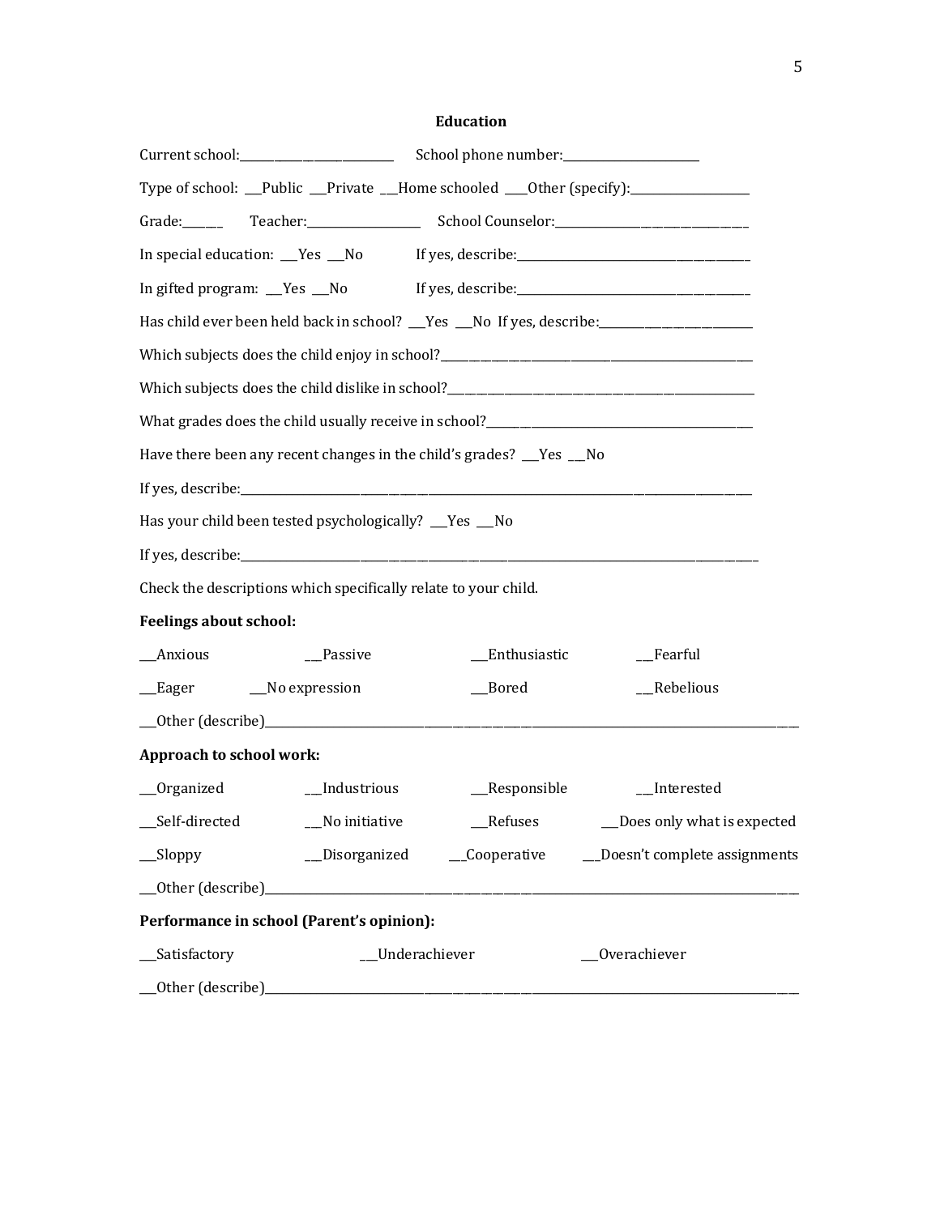## Education

Current school:_______________________ School phone number:____________________

Type of school: ___Public ___Private ___Home schooled ____Other (specify):________________

Grade:______ Teacher:________________ School Counselor:____________________________

In special education: ___Yes ___No If yes, describe:___________________________________

In gifted program: ___Yes ___No If yes, describe:___________________________________

Has child ever been held back in school? ___Yes ___No If yes, describe:______________________

Which subjects does the child enjoy in school?_______________________________________________

Which subjects does the child dislike in school?______________________________________________

What grades does the child usually receive in school?_________________________________________

Have there been any recent changes in the child's grades? ___Yes ___No

If yes, describe:__________________________________________________________________________

Has your child been tested psychologically? ___Yes ___No

If yes, describe:__________________________________________________________________________

Check the descriptions which specifically relate to your child.

**Feelings about school:**

___Anxious ___Passive ___Enthusiastic ___Fearful

___Eager ___No expression ___Bored ___Rebelious

___Other (describe)_________________________________________________________________________

**Approach to school work:**

___Organized ___Industrious ___Responsible ___Interested

___Self-directed ___No initiative ___Refuses ___Does only what is expected

___Sloppy ___Disorganized ___Cooperative ___Doesn't complete assignments

___Other (describe)_________________________________________________________________________

**Performance in school (Parent's opinion):**

___Satisfactory ___Underachiever ___Overachiever

___Other (describe)_________________________________________________________________________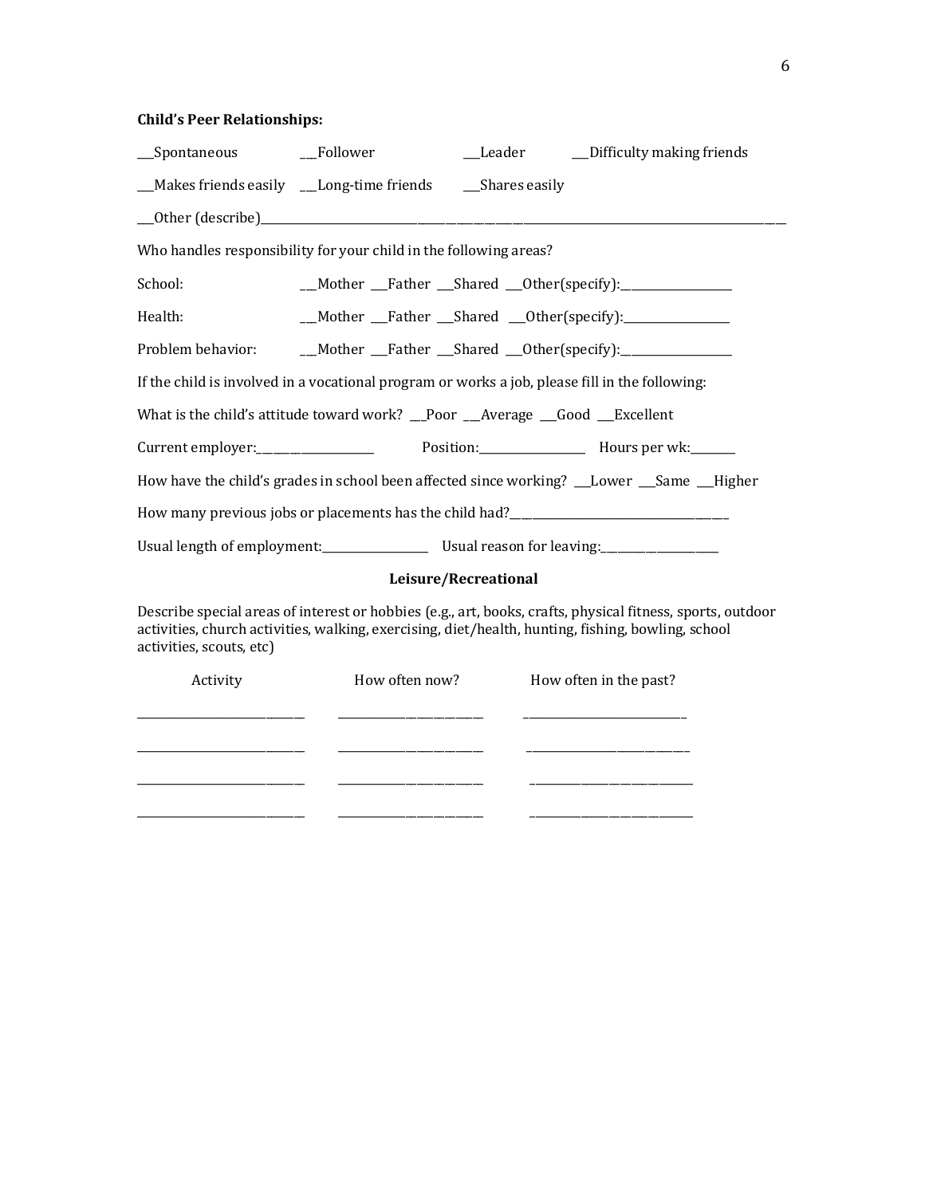**Child's Peer Relationships:**

___Spontaneous ___Follower ___Leader ___Difficulty making friends

___Makes friends easily ___Long-time friends ___Shares easily

___Other (describe)______________________________________________

Who handles responsibility for your child in the following areas?

School: ___Mother ___Father ___Shared ___Other(specify):__________________

Health: ___Mother ___Father ___Shared ___Other(specify):__________________

Problem behavior: ___Mother ___Father ___Shared ___Other(specify):__________________

If the child is involved in a vocational program or works a job, please fill in the following:

What is the child's attitude toward work? ___Poor ___Average ___Good ___Excellent

Current employer:____________________ Position:__________________ Hours per wk:_______

How have the child's grades in school been affected since working? ___Lower ___Same ___Higher

How many previous jobs or placements has the child had?____________________________________

Usual length of employment:__________________ Usual reason for leaving:____________________

## Leisure/Recreational

Describe special areas of interest or hobbies (e.g., art, books, crafts, physical fitness, sports, outdoor activities, church activities, walking, exercising, diet/health, hunting, fishing, bowling, school activities, scouts, etc)

| Activity | How often now? | How often in the past? |
| --- | --- | --- |
| ____________________________ | __________________________ | ____________________________ |
| ____________________________ | __________________________ | ____________________________ |
| ____________________________ | __________________________ | ____________________________ |
| ____________________________ | __________________________ | ____________________________ |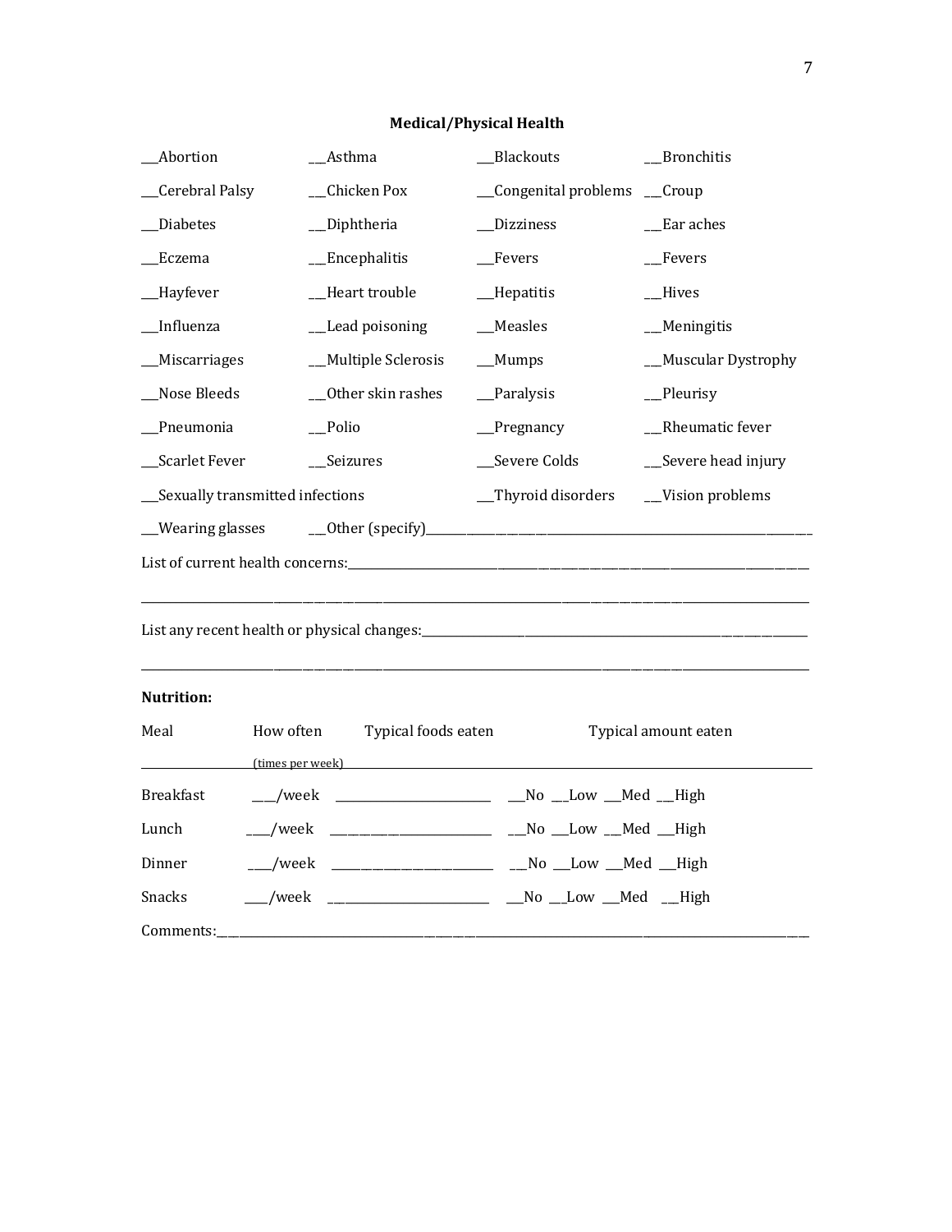## Medical/Physical Health

| | | | |
|---|---|---|---|
| ___Abortion | ___Asthma | ___Blackouts | ___Bronchitis |
| ___Cerebral Palsy | ___Chicken Pox | ___Congenital problems | ___Croup |
| ___Diabetes | ___Diphtheria | ___Dizziness | ___Ear aches |
| ___Eczema | ___Encephalitis | ___Fevers | ___Fevers |
| ___Hayfever | ___Heart trouble | ___Hepatitis | ___Hives |
| ___Influenza | ___Lead poisoning | ___Measles | ___Meningitis |
| ___Miscarriages | ___Multiple Sclerosis | ___Mumps | ___Muscular Dystrophy |
| ___Nose Bleeds | ___Other skin rashes | ___Paralysis | ___Pleurisy |
| ___Pneumonia | ___Polio | ___Pregnancy | ___Rheumatic fever |
| ___Scarlet Fever | ___Seizures | ___Severe Colds | ___Severe head injury |
| ___Sexually transmitted infections | | ___Thyroid disorders | ___Vision problems |
| ___Wearing glasses | ___Other (specify)________________________ | | |

List of current health concerns:________________________________________________________________

________________________________________________________________________________________

List any recent health or physical changes:______________________________________________________

________________________________________________________________________________________

**Nutrition:**

| Meal | How often (times per week) | Typical foods eaten | Typical amount eaten |
|---|---|---|---|
| Breakfast | ___/week | ____________________ | ___No ___Low ___Med ___High |
| Lunch | ___/week | ____________________ | ___No ___Low ___Med ___High |
| Dinner | ___/week | ____________________ | ___No ___Low ___Med ___High |
| Snacks | ___/week | ____________________ | ___No ___Low ___Med ___High |

Comments:________________________________________________________________________________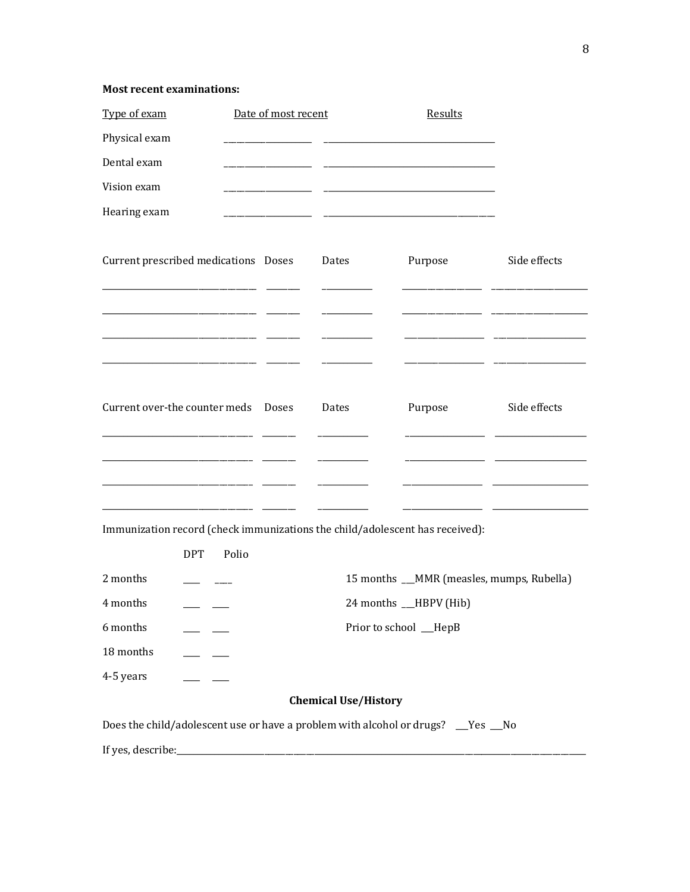**Most recent examinations:**

| Type of exam | Date of most recent | Results |
|---|---|---|
| Physical exam | ___________________ | _____________________________________ |
| Dental exam | ___________________ | _____________________________________ |
| Vision exam | ___________________ | _____________________________________ |
| Hearing exam | ___________________ | _____________________________________ |

| Current prescribed medications | Doses | Dates | Purpose | Side effects |
|---|---|---|---|---|
| _________________________________ | _______ | ___________ | _________________ | ____________________ |
| _________________________________ | _______ | ___________ | _________________ | ____________________ |
| _________________________________ | _______ | ___________ | _________________ | ____________________ |
| _________________________________ | _______ | ___________ | _________________ | ____________________ |

| Current over-the counter meds | Doses | Dates | Purpose | Side effects |
|---|---|---|---|---|
| _________________________________ | _______ | ___________ | _________________ | ____________________ |
| _________________________________ | _______ | ___________ | _________________ | ____________________ |
| _________________________________ | _______ | ___________ | _________________ | ____________________ |
| _________________________________ | _______ | ___________ | _________________ | ____________________ |

Immunization record (check immunizations the child/adolescent has received):

| | DPT | Polio | |
|---|---|---|---|
| 2 months | ___ | ___ | 15 months ___MMR (measles, mumps, Rubella) |
| 4 months | ___ | ___ | 24 months ___HBPV (Hib) |
| 6 months | ___ | ___ | Prior to school ___HepB |
| 18 months | ___ | ___ | |
| 4-5 years | ___ | ___ | |

**Chemical Use/History**

Does the child/adolescent use or have a problem with alcohol or drugs? ___Yes ___No

If yes, describe:_______________________________________________________________________________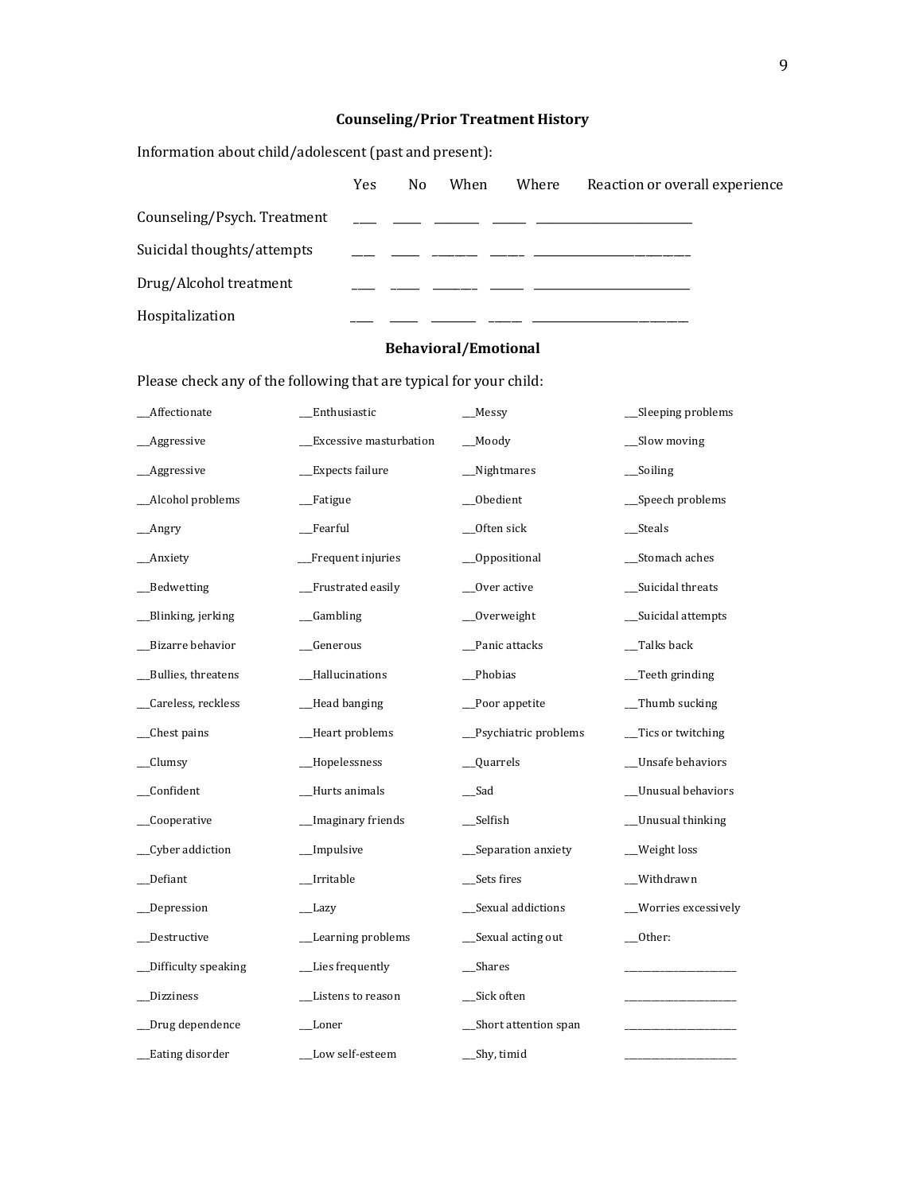## Counseling/Prior Treatment History

Information about child/adolescent (past and present):

| | Yes | No | When | Where | Reaction or overall experience |
|---|---|---|---|---|---|
| Counseling/Psych. Treatment | ____ | _____ | ________ | ______ | ____________________________ |
| Suicidal thoughts/attempts | ____ | _____ | ________ | ______ | ____________________________ |
| Drug/Alcohol treatment | ____ | _____ | ________ | ______ | ____________________________ |
| Hospitalization | ____ | _____ | ________ | ______ | ____________________________ |

## Behavioral/Emotional

Please check any of the following that are typical for your child:

| | | | |
|---|---|---|---|
| __Affectionate | __Enthusiastic | __Messy | __Sleeping problems |
| __Aggressive | __Excessive masturbation | __Moody | __Slow moving |
| __Aggressive | __Expects failure | __Nightmares | __Soiling |
| __Alcohol problems | __Fatigue | __Obedient | __Speech problems |
| __Angry | __Fearful | __Often sick | __Steals |
| __Anxiety | __Frequent injuries | __Oppositional | __Stomach aches |
| __Bedwetting | __Frustrated easily | __Over active | __Suicidal threats |
| __Blinking, jerking | __Gambling | __Overweight | __Suicidal attempts |
| __Bizarre behavior | __Generous | __Panic attacks | __Talks back |
| __Bullies, threatens | __Hallucinations | __Phobias | __Teeth grinding |
| __Careless, reckless | __Head banging | __Poor appetite | __Thumb sucking |
| __Chest pains | __Heart problems | __Psychiatric problems | __Tics or twitching |
| __Clumsy | __Hopelessness | __Quarrels | __Unsafe behaviors |
| __Confident | __Hurts animals | __Sad | __Unusual behaviors |
| __Cooperative | __Imaginary friends | __Selfish | __Unusual thinking |
| __Cyber addiction | __Impulsive | __Separation anxiety | __Weight loss |
| __Defiant | __Irritable | __Sets fires | __Withdrawn |
| __Depression | __Lazy | __Sexual addictions | __Worries excessively |
| __Destructive | __Learning problems | __Sexual acting out | __Other: |
| __Difficulty speaking | __Lies frequently | __Shares | ______________________ |
| __Dizziness | __Listens to reason | __Sick often | ______________________ |
| __Drug dependence | __Loner | __Short attention span | ______________________ |
| __Eating disorder | __Low self-esteem | __Shy, timid | ______________________ |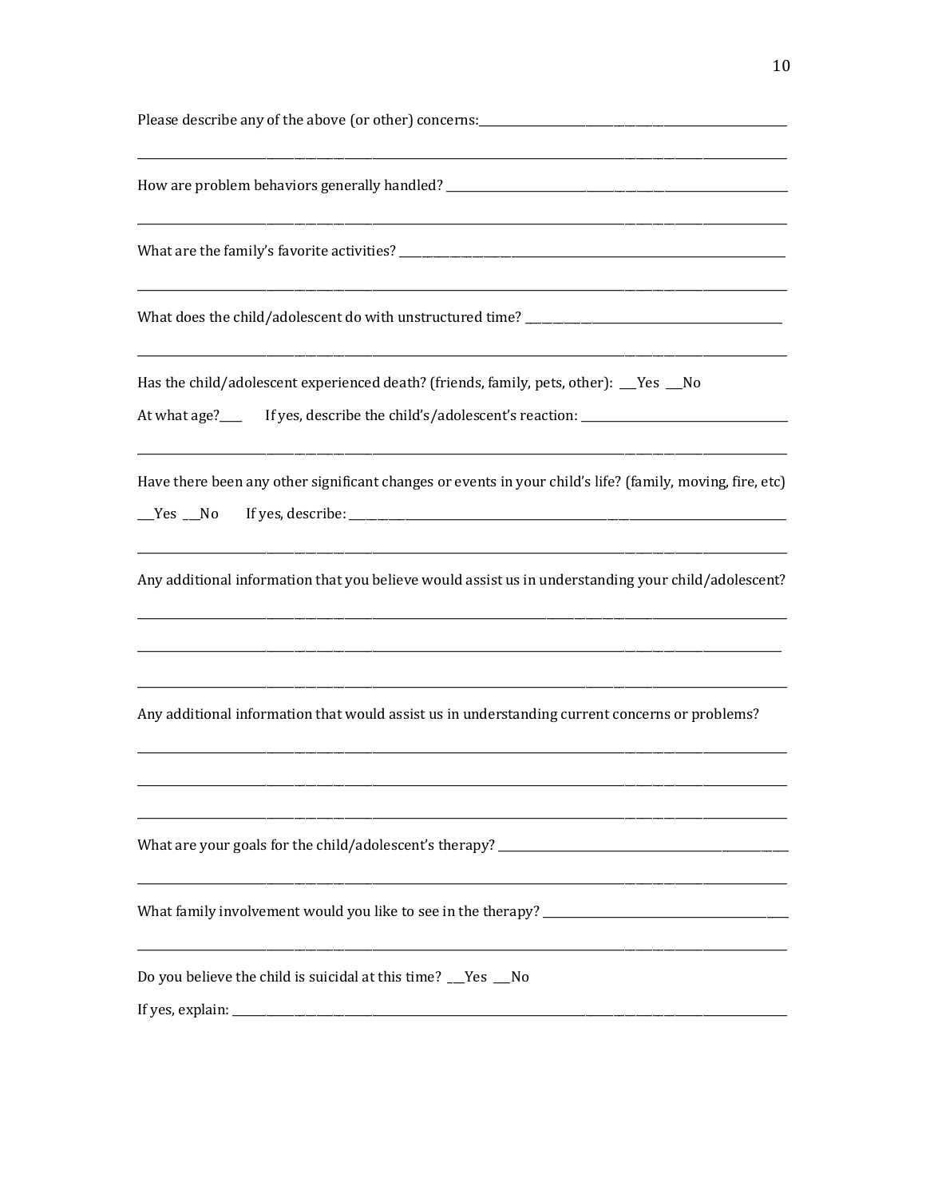Please describe any of the above (or other) concerns:\_\_\_\_\_\_\_\_\_\_\_\_\_\_\_\_\_\_\_\_\_\_\_\_\_\_\_\_\_\_\_\_\_\_\_\_\_\_\_\_\_\_\_\_\_\_\_\_\_\_\_\_

\_\_\_\_\_\_\_\_\_\_\_\_\_\_\_\_\_\_\_\_\_\_\_\_\_\_\_\_\_\_\_\_\_\_\_\_\_\_\_\_\_\_\_\_\_\_\_\_\_\_\_\_\_\_\_\_\_\_\_\_\_\_\_\_\_\_\_\_\_\_\_\_\_\_\_\_\_\_\_\_\_\_\_\_\_\_\_\_\_\_\_\_\_\_\_\_\_\_\_\_\_\_\_\_\_\_

How are problem behaviors generally handled? \_\_\_\_\_\_\_\_\_\_\_\_\_\_\_\_\_\_\_\_\_\_\_\_\_\_\_\_\_\_\_\_\_\_\_\_\_\_\_\_\_\_\_\_\_\_\_\_\_\_\_\_

\_\_\_\_\_\_\_\_\_\_\_\_\_\_\_\_\_\_\_\_\_\_\_\_\_\_\_\_\_\_\_\_\_\_\_\_\_\_\_\_\_\_\_\_\_\_\_\_\_\_\_\_\_\_\_\_\_\_\_\_\_\_\_\_\_\_\_\_\_\_\_\_\_\_\_\_\_\_\_\_\_\_\_\_\_\_\_\_\_\_\_\_\_\_\_\_\_\_\_\_\_\_\_\_\_\_

What are the family's favorite activities? \_\_\_\_\_\_\_\_\_\_\_\_\_\_\_\_\_\_\_\_\_\_\_\_\_\_\_\_\_\_\_\_\_\_\_\_\_\_\_\_\_\_\_\_\_\_\_\_\_\_\_\_\_\_\_\_\_\_\_\_

\_\_\_\_\_\_\_\_\_\_\_\_\_\_\_\_\_\_\_\_\_\_\_\_\_\_\_\_\_\_\_\_\_\_\_\_\_\_\_\_\_\_\_\_\_\_\_\_\_\_\_\_\_\_\_\_\_\_\_\_\_\_\_\_\_\_\_\_\_\_\_\_\_\_\_\_\_\_\_\_\_\_\_\_\_\_\_\_\_\_\_\_\_\_\_\_\_\_\_\_\_\_\_\_\_\_

What does the child/adolescent do with unstructured time? \_\_\_\_\_\_\_\_\_\_\_\_\_\_\_\_\_\_\_\_\_\_\_\_\_\_\_\_\_\_\_\_\_\_\_\_\_\_\_\_\_\_\_\_

\_\_\_\_\_\_\_\_\_\_\_\_\_\_\_\_\_\_\_\_\_\_\_\_\_\_\_\_\_\_\_\_\_\_\_\_\_\_\_\_\_\_\_\_\_\_\_\_\_\_\_\_\_\_\_\_\_\_\_\_\_\_\_\_\_\_\_\_\_\_\_\_\_\_\_\_\_\_\_\_\_\_\_\_\_\_\_\_\_\_\_\_\_\_\_\_\_\_\_\_\_\_\_\_\_\_

Has the child/adolescent experienced death? (friends, family, pets, other): \_\_\_Yes \_\_\_No

At what age?\_\_\_\_ If yes, describe the child's/adolescent's reaction: \_\_\_\_\_\_\_\_\_\_\_\_\_\_\_\_\_\_\_\_\_\_\_\_\_\_\_\_\_\_\_\_\_\_\_\_

\_\_\_\_\_\_\_\_\_\_\_\_\_\_\_\_\_\_\_\_\_\_\_\_\_\_\_\_\_\_\_\_\_\_\_\_\_\_\_\_\_\_\_\_\_\_\_\_\_\_\_\_\_\_\_\_\_\_\_\_\_\_\_\_\_\_\_\_\_\_\_\_\_\_\_\_\_\_\_\_\_\_\_\_\_\_\_\_\_\_\_\_\_\_\_\_\_\_\_\_\_\_\_\_\_\_

Have there been any other significant changes or events in your child's life? (family, moving, fire, etc)

\_\_\_Yes \_\_\_No If yes, describe: \_\_\_\_\_\_\_\_\_\_\_\_\_\_\_\_\_\_\_\_\_\_\_\_\_\_\_\_\_\_\_\_\_\_\_\_\_\_\_\_\_\_\_\_\_\_\_\_\_\_\_\_\_\_\_\_\_\_\_\_\_\_\_\_\_\_\_\_\_\_

\_\_\_\_\_\_\_\_\_\_\_\_\_\_\_\_\_\_\_\_\_\_\_\_\_\_\_\_\_\_\_\_\_\_\_\_\_\_\_\_\_\_\_\_\_\_\_\_\_\_\_\_\_\_\_\_\_\_\_\_\_\_\_\_\_\_\_\_\_\_\_\_\_\_\_\_\_\_\_\_\_\_\_\_\_\_\_\_\_\_\_\_\_\_\_\_\_\_\_\_\_\_\_\_\_\_

Any additional information that you believe would assist us in understanding your child/adolescent?

\_\_\_\_\_\_\_\_\_\_\_\_\_\_\_\_\_\_\_\_\_\_\_\_\_\_\_\_\_\_\_\_\_\_\_\_\_\_\_\_\_\_\_\_\_\_\_\_\_\_\_\_\_\_\_\_\_\_\_\_\_\_\_\_\_\_\_\_\_\_\_\_\_\_\_\_\_\_\_\_\_\_\_\_\_\_\_\_\_\_\_\_\_\_\_\_\_\_\_\_\_\_\_\_\_\_

\_\_\_\_\_\_\_\_\_\_\_\_\_\_\_\_\_\_\_\_\_\_\_\_\_\_\_\_\_\_\_\_\_\_\_\_\_\_\_\_\_\_\_\_\_\_\_\_\_\_\_\_\_\_\_\_\_\_\_\_\_\_\_\_\_\_\_\_\_\_\_\_\_\_\_\_\_\_\_\_\_\_\_\_\_\_\_\_\_\_\_\_\_\_\_\_\_\_\_\_\_\_\_\_\_\_

\_\_\_\_\_\_\_\_\_\_\_\_\_\_\_\_\_\_\_\_\_\_\_\_\_\_\_\_\_\_\_\_\_\_\_\_\_\_\_\_\_\_\_\_\_\_\_\_\_\_\_\_\_\_\_\_\_\_\_\_\_\_\_\_\_\_\_\_\_\_\_\_\_\_\_\_\_\_\_\_\_\_\_\_\_\_\_\_\_\_\_\_\_\_\_\_\_\_\_\_\_\_\_\_\_\_

Any additional information that would assist us in understanding current concerns or problems?

\_\_\_\_\_\_\_\_\_\_\_\_\_\_\_\_\_\_\_\_\_\_\_\_\_\_\_\_\_\_\_\_\_\_\_\_\_\_\_\_\_\_\_\_\_\_\_\_\_\_\_\_\_\_\_\_\_\_\_\_\_\_\_\_\_\_\_\_\_\_\_\_\_\_\_\_\_\_\_\_\_\_\_\_\_\_\_\_\_\_\_\_\_\_\_\_\_\_\_\_\_\_\_\_\_\_

\_\_\_\_\_\_\_\_\_\_\_\_\_\_\_\_\_\_\_\_\_\_\_\_\_\_\_\_\_\_\_\_\_\_\_\_\_\_\_\_\_\_\_\_\_\_\_\_\_\_\_\_\_\_\_\_\_\_\_\_\_\_\_\_\_\_\_\_\_\_\_\_\_\_\_\_\_\_\_\_\_\_\_\_\_\_\_\_\_\_\_\_\_\_\_\_\_\_\_\_\_\_\_\_\_\_

\_\_\_\_\_\_\_\_\_\_\_\_\_\_\_\_\_\_\_\_\_\_\_\_\_\_\_\_\_\_\_\_\_\_\_\_\_\_\_\_\_\_\_\_\_\_\_\_\_\_\_\_\_\_\_\_\_\_\_\_\_\_\_\_\_\_\_\_\_\_\_\_\_\_\_\_\_\_\_\_\_\_\_\_\_\_\_\_\_\_\_\_\_\_\_\_\_\_\_\_\_\_\_\_\_\_

What are your goals for the child/adolescent's therapy? \_\_\_\_\_\_\_\_\_\_\_\_\_\_\_\_\_\_\_\_\_\_\_\_\_\_\_\_\_\_\_\_\_\_\_\_\_\_\_\_\_\_\_\_\_\_\_\_

\_\_\_\_\_\_\_\_\_\_\_\_\_\_\_\_\_\_\_\_\_\_\_\_\_\_\_\_\_\_\_\_\_\_\_\_\_\_\_\_\_\_\_\_\_\_\_\_\_\_\_\_\_\_\_\_\_\_\_\_\_\_\_\_\_\_\_\_\_\_\_\_\_\_\_\_\_\_\_\_\_\_\_\_\_\_\_\_\_\_\_\_\_\_\_\_\_\_\_\_\_\_\_\_\_\_

What family involvement would you like to see in the therapy? \_\_\_\_\_\_\_\_\_\_\_\_\_\_\_\_\_\_\_\_\_\_\_\_\_\_\_\_\_\_\_\_\_\_\_\_\_\_\_\_\_\_

\_\_\_\_\_\_\_\_\_\_\_\_\_\_\_\_\_\_\_\_\_\_\_\_\_\_\_\_\_\_\_\_\_\_\_\_\_\_\_\_\_\_\_\_\_\_\_\_\_\_\_\_\_\_\_\_\_\_\_\_\_\_\_\_\_\_\_\_\_\_\_\_\_\_\_\_\_\_\_\_\_\_\_\_\_\_\_\_\_\_\_\_\_\_\_\_\_\_\_\_\_\_\_\_\_\_

Do you believe the child is suicidal at this time? \_\_\_Yes \_\_\_No

If yes, explain: \_\_\_\_\_\_\_\_\_\_\_\_\_\_\_\_\_\_\_\_\_\_\_\_\_\_\_\_\_\_\_\_\_\_\_\_\_\_\_\_\_\_\_\_\_\_\_\_\_\_\_\_\_\_\_\_\_\_\_\_\_\_\_\_\_\_\_\_\_\_\_\_\_\_\_\_\_\_\_\_\_\_\_\_\_\_\_\_\_\_